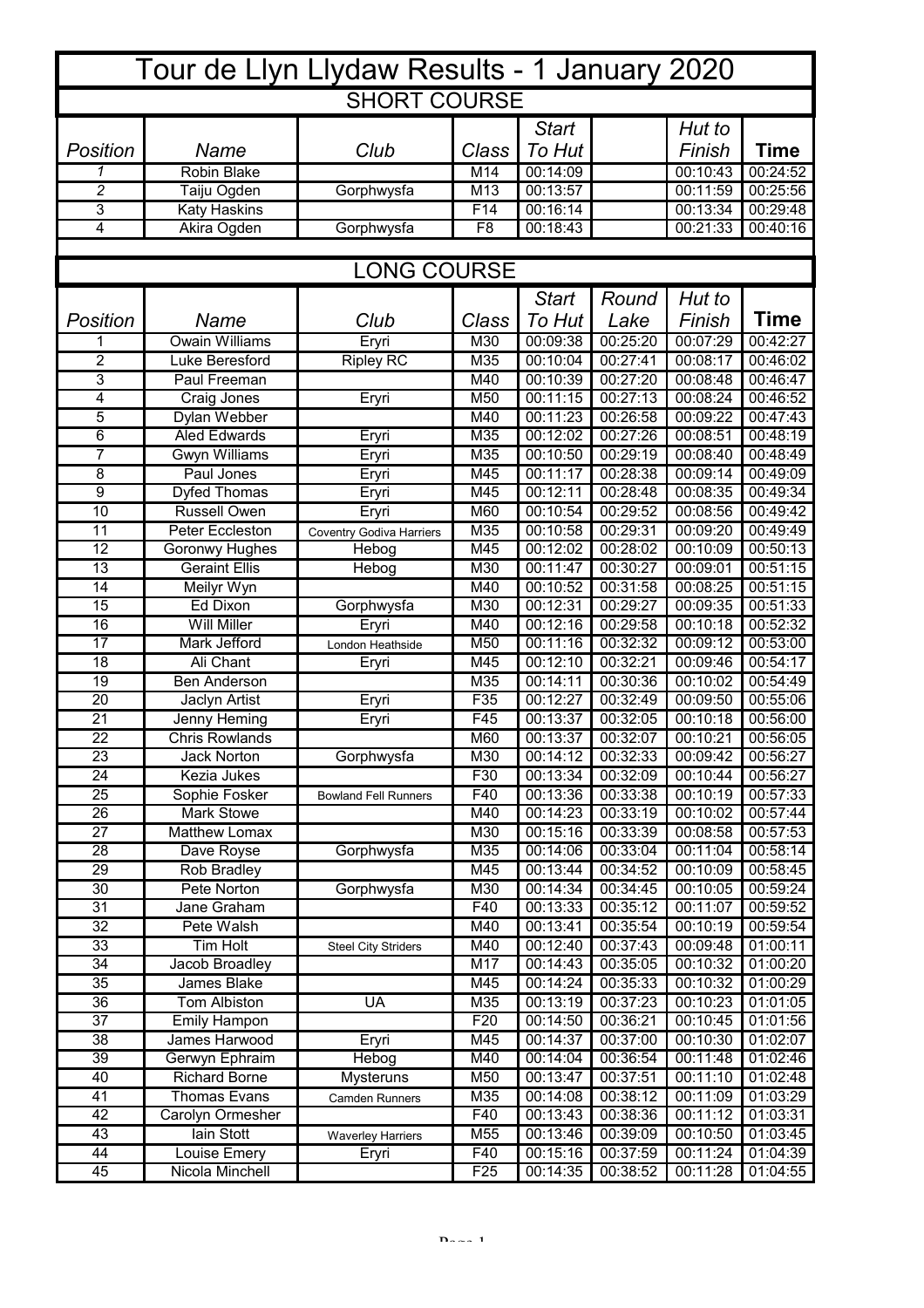# Tour de Llyn Llydaw Results - 1 January 2020

## SHORT COURSE

| Position | Name | Club | Class | Start To Hut | | Hut to Finish | Time |
|---|---|---|---|---|---|---|---|
| 1 | Robin Blake | | M14 | 00:14:09 | | 00:10:43 | 00:24:52 |
| 2 | Taiju Ogden | Gorphwysfa | M13 | 00:13:57 | | 00:11:59 | 00:25:56 |
| 3 | Katy Haskins | | F14 | 00:16:14 | | 00:13:34 | 00:29:48 |
| 4 | Akira Ogden | Gorphwysfa | F8 | 00:18:43 | | 00:21:33 | 00:40:16 |

## LONG COURSE

| Position | Name | Club | Class | Start To Hut | Round Lake | Hut to Finish | Time |
|---|---|---|---|---|---|---|---|
| 1 | Owain Williams | Eryri | M30 | 00:09:38 | 00:25:20 | 00:07:29 | 00:42:27 |
| 2 | Luke Beresford | Ripley RC | M35 | 00:10:04 | 00:27:41 | 00:08:17 | 00:46:02 |
| 3 | Paul Freeman | | M40 | 00:10:39 | 00:27:20 | 00:08:48 | 00:46:47 |
| 4 | Craig Jones | Eryri | M50 | 00:11:15 | 00:27:13 | 00:08:24 | 00:46:52 |
| 5 | Dylan Webber | | M40 | 00:11:23 | 00:26:58 | 00:09:22 | 00:47:43 |
| 6 | Aled Edwards | Eryri | M35 | 00:12:02 | 00:27:26 | 00:08:51 | 00:48:19 |
| 7 | Gwyn Williams | Eryri | M35 | 00:10:50 | 00:29:19 | 00:08:40 | 00:48:49 |
| 8 | Paul Jones | Eryri | M45 | 00:11:17 | 00:28:38 | 00:09:14 | 00:49:09 |
| 9 | Dyfed Thomas | Eryri | M45 | 00:12:11 | 00:28:48 | 00:08:35 | 00:49:34 |
| 10 | Russell Owen | Eryri | M60 | 00:10:54 | 00:29:52 | 00:08:56 | 00:49:42 |
| 11 | Peter Eccleston | Coventry Godiva Harriers | M35 | 00:10:58 | 00:29:31 | 00:09:20 | 00:49:49 |
| 12 | Goronwy Hughes | Hebog | M45 | 00:12:02 | 00:28:02 | 00:10:09 | 00:50:13 |
| 13 | Geraint Ellis | Hebog | M30 | 00:11:47 | 00:30:27 | 00:09:01 | 00:51:15 |
| 14 | Meilyr Wyn | | M40 | 00:10:52 | 00:31:58 | 00:08:25 | 00:51:15 |
| 15 | Ed Dixon | Gorphwysfa | M30 | 00:12:31 | 00:29:27 | 00:09:35 | 00:51:33 |
| 16 | Will Miller | Eryri | M40 | 00:12:16 | 00:29:58 | 00:10:18 | 00:52:32 |
| 17 | Mark Jefford | London Heathside | M50 | 00:11:16 | 00:32:32 | 00:09:12 | 00:53:00 |
| 18 | Ali Chant | Eryri | M45 | 00:12:10 | 00:32:21 | 00:09:46 | 00:54:17 |
| 19 | Ben Anderson | | M35 | 00:14:11 | 00:30:36 | 00:10:02 | 00:54:49 |
| 20 | Jaclyn Artist | Eryri | F35 | 00:12:27 | 00:32:49 | 00:09:50 | 00:55:06 |
| 21 | Jenny Heming | Eryri | F45 | 00:13:37 | 00:32:05 | 00:10:18 | 00:56:00 |
| 22 | Chris Rowlands | | M60 | 00:13:37 | 00:32:07 | 00:10:21 | 00:56:05 |
| 23 | Jack Norton | Gorphwysfa | M30 | 00:14:12 | 00:32:33 | 00:09:42 | 00:56:27 |
| 24 | Kezia Jukes | | F30 | 00:13:34 | 00:32:09 | 00:10:44 | 00:56:27 |
| 25 | Sophie Fosker | Bowland Fell Runners | F40 | 00:13:36 | 00:33:38 | 00:10:19 | 00:57:33 |
| 26 | Mark Stowe | | M40 | 00:14:23 | 00:33:19 | 00:10:02 | 00:57:44 |
| 27 | Matthew Lomax | | M30 | 00:15:16 | 00:33:39 | 00:08:58 | 00:57:53 |
| 28 | Dave Royse | Gorphwysfa | M35 | 00:14:06 | 00:33:04 | 00:11:04 | 00:58:14 |
| 29 | Rob Bradley | | M45 | 00:13:44 | 00:34:52 | 00:10:09 | 00:58:45 |
| 30 | Pete Norton | Gorphwysfa | M30 | 00:14:34 | 00:34:45 | 00:10:05 | 00:59:24 |
| 31 | Jane Graham | | F40 | 00:13:33 | 00:35:12 | 00:11:07 | 00:59:52 |
| 32 | Pete Walsh | | M40 | 00:13:41 | 00:35:54 | 00:10:19 | 00:59:54 |
| 33 | Tim Holt | Steel City Striders | M40 | 00:12:40 | 00:37:43 | 00:09:48 | 01:00:11 |
| 34 | Jacob Broadley | | M17 | 00:14:43 | 00:35:05 | 00:10:32 | 01:00:20 |
| 35 | James Blake | | M45 | 00:14:24 | 00:35:33 | 00:10:32 | 01:00:29 |
| 36 | Tom Albiston | UA | M35 | 00:13:19 | 00:37:23 | 00:10:23 | 01:01:05 |
| 37 | Emily Hampon | | F20 | 00:14:50 | 00:36:21 | 00:10:45 | 01:01:56 |
| 38 | James Harwood | Eryri | M45 | 00:14:37 | 00:37:00 | 00:10:30 | 01:02:07 |
| 39 | Gerwyn Ephraim | Hebog | M40 | 00:14:04 | 00:36:54 | 00:11:48 | 01:02:46 |
| 40 | Richard Borne | Mysteruns | M50 | 00:13:47 | 00:37:51 | 00:11:10 | 01:02:48 |
| 41 | Thomas Evans | Camden Runners | M35 | 00:14:08 | 00:38:12 | 00:11:09 | 01:03:29 |
| 42 | Carolyn Ormesher | | F40 | 00:13:43 | 00:38:36 | 00:11:12 | 01:03:31 |
| 43 | Iain Stott | Waverley Harriers | M55 | 00:13:46 | 00:39:09 | 00:10:50 | 01:03:45 |
| 44 | Louise Emery | Eryri | F40 | 00:15:16 | 00:37:59 | 00:11:24 | 01:04:39 |
| 45 | Nicola Minchell | | F25 | 00:14:35 | 00:38:52 | 00:11:28 | 01:04:55 |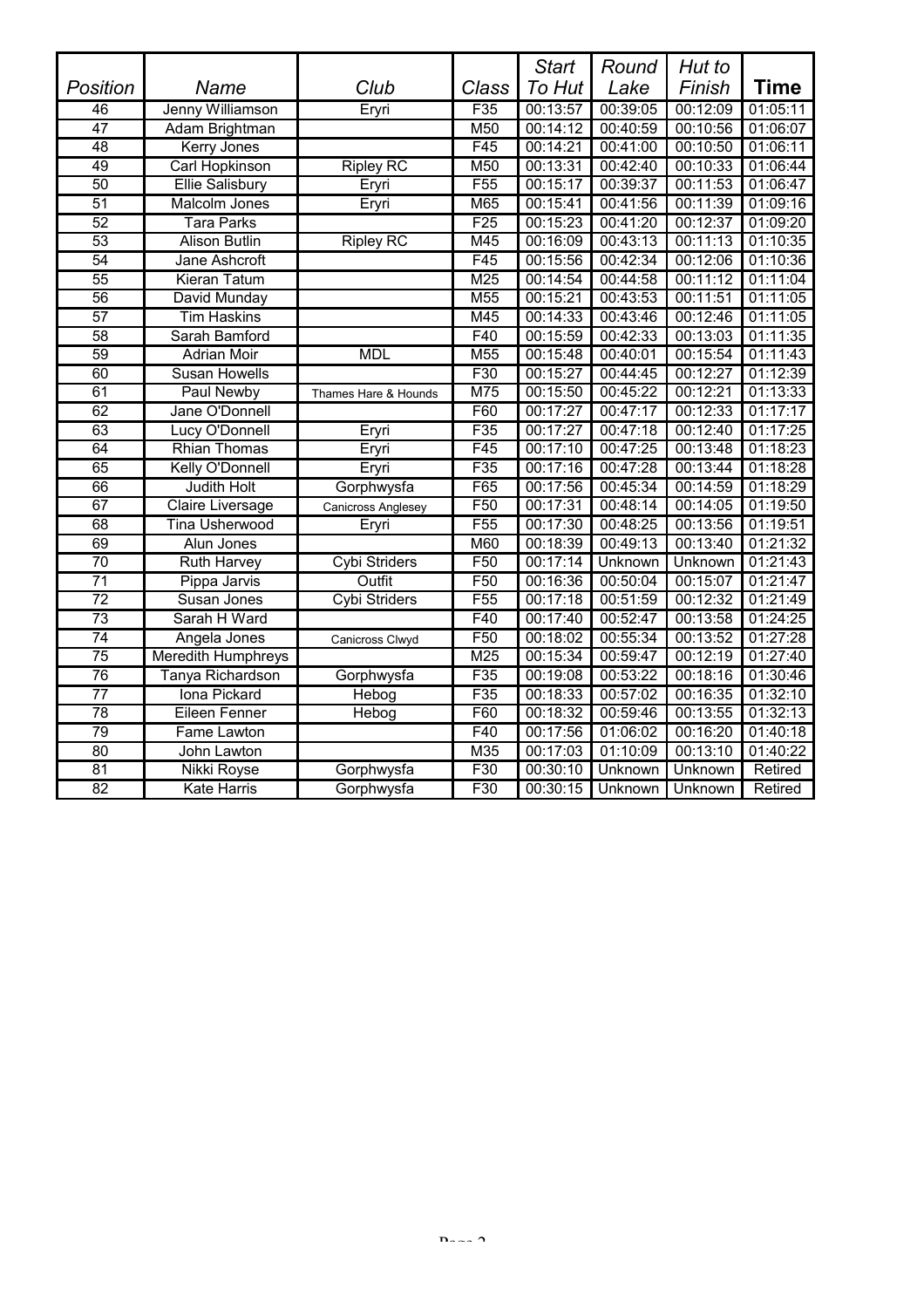| Position | Name | Club | Class | Start To Hut | Round Lake | Hut to Finish | Time |
|---|---|---|---|---|---|---|---|
| 46 | Jenny Williamson | Eryri | F35 | 00:13:57 | 00:39:05 | 00:12:09 | 01:05:11 |
| 47 | Adam Brightman | | M50 | 00:14:12 | 00:40:59 | 00:10:56 | 01:06:07 |
| 48 | Kerry Jones | | F45 | 00:14:21 | 00:41:00 | 00:10:50 | 01:06:11 |
| 49 | Carl Hopkinson | Ripley RC | M50 | 00:13:31 | 00:42:40 | 00:10:33 | 01:06:44 |
| 50 | Ellie Salisbury | Eryri | F55 | 00:15:17 | 00:39:37 | 00:11:53 | 01:06:47 |
| 51 | Malcolm Jones | Eryri | M65 | 00:15:41 | 00:41:56 | 00:11:39 | 01:09:16 |
| 52 | Tara Parks | | F25 | 00:15:23 | 00:41:20 | 00:12:37 | 01:09:20 |
| 53 | Alison Butlin | Ripley RC | M45 | 00:16:09 | 00:43:13 | 00:11:13 | 01:10:35 |
| 54 | Jane Ashcroft | | F45 | 00:15:56 | 00:42:34 | 00:12:06 | 01:10:36 |
| 55 | Kieran Tatum | | M25 | 00:14:54 | 00:44:58 | 00:11:12 | 01:11:04 |
| 56 | David Munday | | M55 | 00:15:21 | 00:43:53 | 00:11:51 | 01:11:05 |
| 57 | Tim Haskins | | M45 | 00:14:33 | 00:43:46 | 00:12:46 | 01:11:05 |
| 58 | Sarah Bamford | | F40 | 00:15:59 | 00:42:33 | 00:13:03 | 01:11:35 |
| 59 | Adrian Moir | MDL | M55 | 00:15:48 | 00:40:01 | 00:15:54 | 01:11:43 |
| 60 | Susan Howells | | F30 | 00:15:27 | 00:44:45 | 00:12:27 | 01:12:39 |
| 61 | Paul Newby | Thames Hare & Hounds | M75 | 00:15:50 | 00:45:22 | 00:12:21 | 01:13:33 |
| 62 | Jane O'Donnell | | F60 | 00:17:27 | 00:47:17 | 00:12:33 | 01:17:17 |
| 63 | Lucy O'Donnell | Eryri | F35 | 00:17:27 | 00:47:18 | 00:12:40 | 01:17:25 |
| 64 | Rhian Thomas | Eryri | F45 | 00:17:10 | 00:47:25 | 00:13:48 | 01:18:23 |
| 65 | Kelly O'Donnell | Eryri | F35 | 00:17:16 | 00:47:28 | 00:13:44 | 01:18:28 |
| 66 | Judith Holt | Gorphwysfa | F65 | 00:17:56 | 00:45:34 | 00:14:59 | 01:18:29 |
| 67 | Claire Liversage | Canicross Anglesey | F50 | 00:17:31 | 00:48:14 | 00:14:05 | 01:19:50 |
| 68 | Tina Usherwood | Eryri | F55 | 00:17:30 | 00:48:25 | 00:13:56 | 01:19:51 |
| 69 | Alun Jones | | M60 | 00:18:39 | 00:49:13 | 00:13:40 | 01:21:32 |
| 70 | Ruth Harvey | Cybi Striders | F50 | 00:17:14 | Unknown | Unknown | 01:21:43 |
| 71 | Pippa Jarvis | Outfit | F50 | 00:16:36 | 00:50:04 | 00:15:07 | 01:21:47 |
| 72 | Susan Jones | Cybi Striders | F55 | 00:17:18 | 00:51:59 | 00:12:32 | 01:21:49 |
| 73 | Sarah H Ward | | F40 | 00:17:40 | 00:52:47 | 00:13:58 | 01:24:25 |
| 74 | Angela Jones | Canicross Clwyd | F50 | 00:18:02 | 00:55:34 | 00:13:52 | 01:27:28 |
| 75 | Meredith Humphreys | | M25 | 00:15:34 | 00:59:47 | 00:12:19 | 01:27:40 |
| 76 | Tanya Richardson | Gorphwysfa | F35 | 00:19:08 | 00:53:22 | 00:18:16 | 01:30:46 |
| 77 | Iona Pickard | Hebog | F35 | 00:18:33 | 00:57:02 | 00:16:35 | 01:32:10 |
| 78 | Eileen Fenner | Hebog | F60 | 00:18:32 | 00:59:46 | 00:13:55 | 01:32:13 |
| 79 | Fame Lawton | | F40 | 00:17:56 | 01:06:02 | 00:16:20 | 01:40:18 |
| 80 | John Lawton | | M35 | 00:17:03 | 01:10:09 | 00:13:10 | 01:40:22 |
| 81 | Nikki Royse | Gorphwysfa | F30 | 00:30:10 | Unknown | Unknown | Retired |
| 82 | Kate Harris | Gorphwysfa | F30 | 00:30:15 | Unknown | Unknown | Retired |